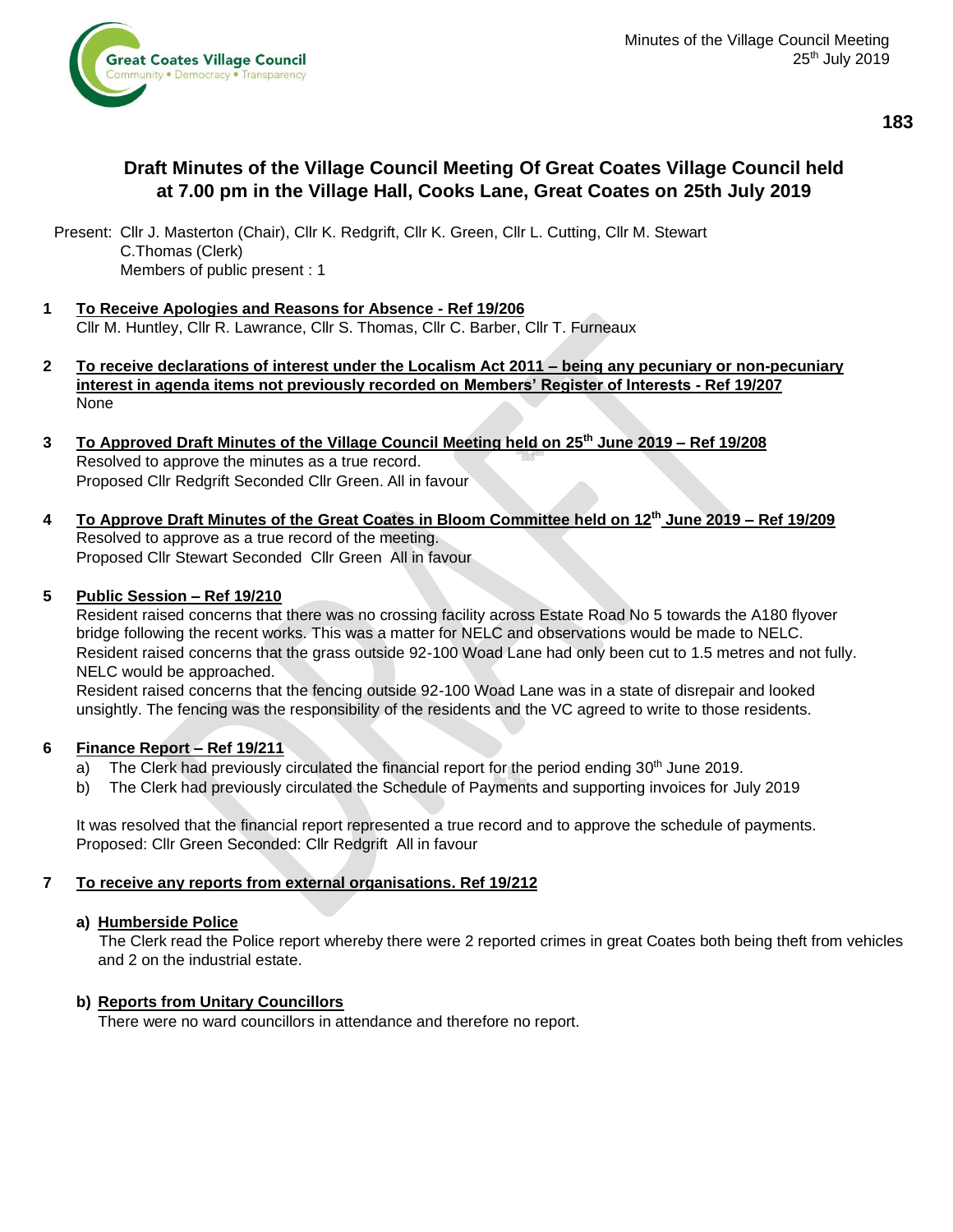# Draft Minutes of the Village Council Meeting Of Great Coates Village Council held at 7.00 pm in the Village Hall, Cooks Lane, Great Coates on 25th July 2019

Present: Cllr J. Masterton (Chair), Cllr K. Redgrift, Cllr K. Green, Cllr L. Cutting, Cllr M. Stewart
C.Thomas (Clerk)
Members of public present : 1

**1 To Receive Apologies and Reasons for Absence - Ref 19/206**

Cllr M. Huntley, Cllr R. Lawrance, Cllr S. Thomas, Cllr C. Barber, Cllr T. Furneaux

**2 To receive declarations of interest under the Localism Act 2011 – being any pecuniary or non-pecuniary interest in agenda items not previously recorded on Members' Register of Interests - Ref 19/207**

None

**3 To Approved Draft Minutes of the Village Council Meeting held on 25th June 2019 – Ref 19/208**

Resolved to approve the minutes as a true record.
Proposed Cllr Redgrift Seconded Cllr Green. All in favour

**4 To Approve Draft Minutes of the Great Coates in Bloom Committee held on 12th June 2019 – Ref 19/209**

Resolved to approve as a true record of the meeting.
Proposed Cllr Stewart Seconded Cllr Green All in favour

**5 Public Session – Ref 19/210**

Resident raised concerns that there was no crossing facility across Estate Road No 5 towards the A180 flyover bridge following the recent works. This was a matter for NELC and observations would be made to NELC.
Resident raised concerns that the grass outside 92-100 Woad Lane had only been cut to 1.5 metres and not fully. NELC would be approached.
Resident raised concerns that the fencing outside 92-100 Woad Lane was in a state of disrepair and looked unsightly. The fencing was the responsibility of the residents and the VC agreed to write to those residents.

**6 Finance Report – Ref 19/211**

a) The Clerk had previously circulated the financial report for the period ending 30th June 2019.
b) The Clerk had previously circulated the Schedule of Payments and supporting invoices for July 2019

It was resolved that the financial report represented a true record and to approve the schedule of payments.
Proposed: Cllr Green Seconded: Cllr Redgrift All in favour

**7 To receive any reports from external organisations. Ref 19/212**

**a) Humberside Police**

The Clerk read the Police report whereby there were 2 reported crimes in great Coates both being theft from vehicles and 2 on the industrial estate.

**b) Reports from Unitary Councillors**

There were no ward councillors in attendance and therefore no report.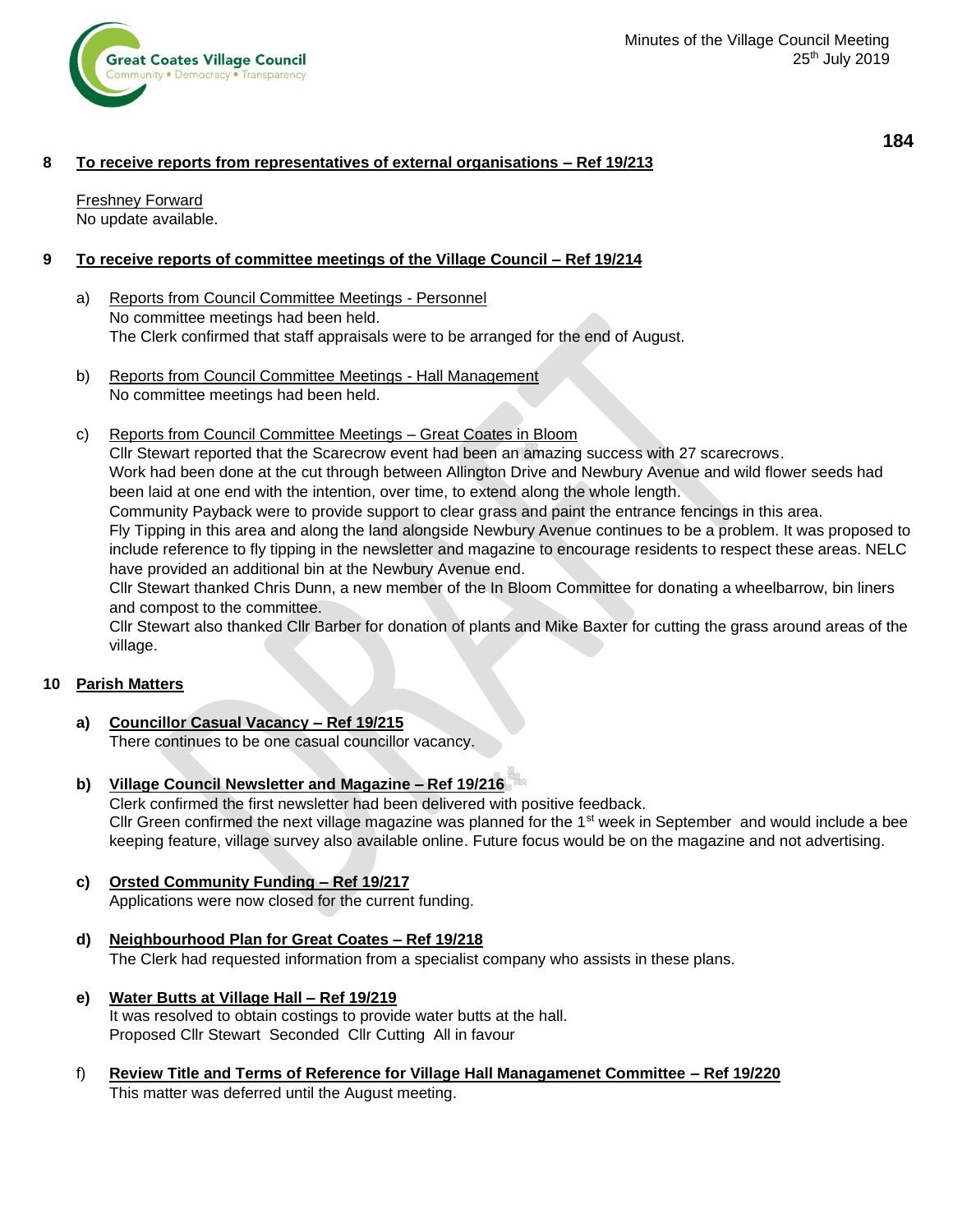## 8 To receive reports from representatives of external organisations – Ref 19/213

Freshney Forward
No update available.

## 9 To receive reports of committee meetings of the Village Council – Ref 19/214

a) Reports from Council Committee Meetings - Personnel
No committee meetings had been held.
The Clerk confirmed that staff appraisals were to be arranged for the end of August.

b) Reports from Council Committee Meetings - Hall Management
No committee meetings had been held.

c) Reports from Council Committee Meetings – Great Coates in Bloom
Cllr Stewart reported that the Scarecrow event had been an amazing success with 27 scarecrows.
Work had been done at the cut through between Allington Drive and Newbury Avenue and wild flower seeds had been laid at one end with the intention, over time, to extend along the whole length.
Community Payback were to provide support to clear grass and paint the entrance fencings in this area.
Fly Tipping in this area and along the land alongside Newbury Avenue continues to be a problem. It was proposed to include reference to fly tipping in the newsletter and magazine to encourage residents to respect these areas. NELC have provided an additional bin at the Newbury Avenue end.
Cllr Stewart thanked Chris Dunn, a new member of the In Bloom Committee for donating a wheelbarrow, bin liners and compost to the committee.
Cllr Stewart also thanked Cllr Barber for donation of plants and Mike Baxter for cutting the grass around areas of the village.

## 10 Parish Matters

**a) Councillor Casual Vacancy – Ref 19/215**
There continues to be one casual councillor vacancy.

**b) Village Council Newsletter and Magazine – Ref 19/216**
Clerk confirmed the first newsletter had been delivered with positive feedback.
Cllr Green confirmed the next village magazine was planned for the 1st week in September and would include a bee keeping feature, village survey also available online. Future focus would be on the magazine and not advertising.

**c) Orsted Community Funding – Ref 19/217**
Applications were now closed for the current funding.

**d) Neighbourhood Plan for Great Coates – Ref 19/218**
The Clerk had requested information from a specialist company who assists in these plans.

**e) Water Butts at Village Hall – Ref 19/219**
It was resolved to obtain costings to provide water butts at the hall.
Proposed Cllr Stewart Seconded Cllr Cutting All in favour

f) **Review Title and Terms of Reference for Village Hall Managamenet Committee – Ref 19/220**
This matter was deferred until the August meeting.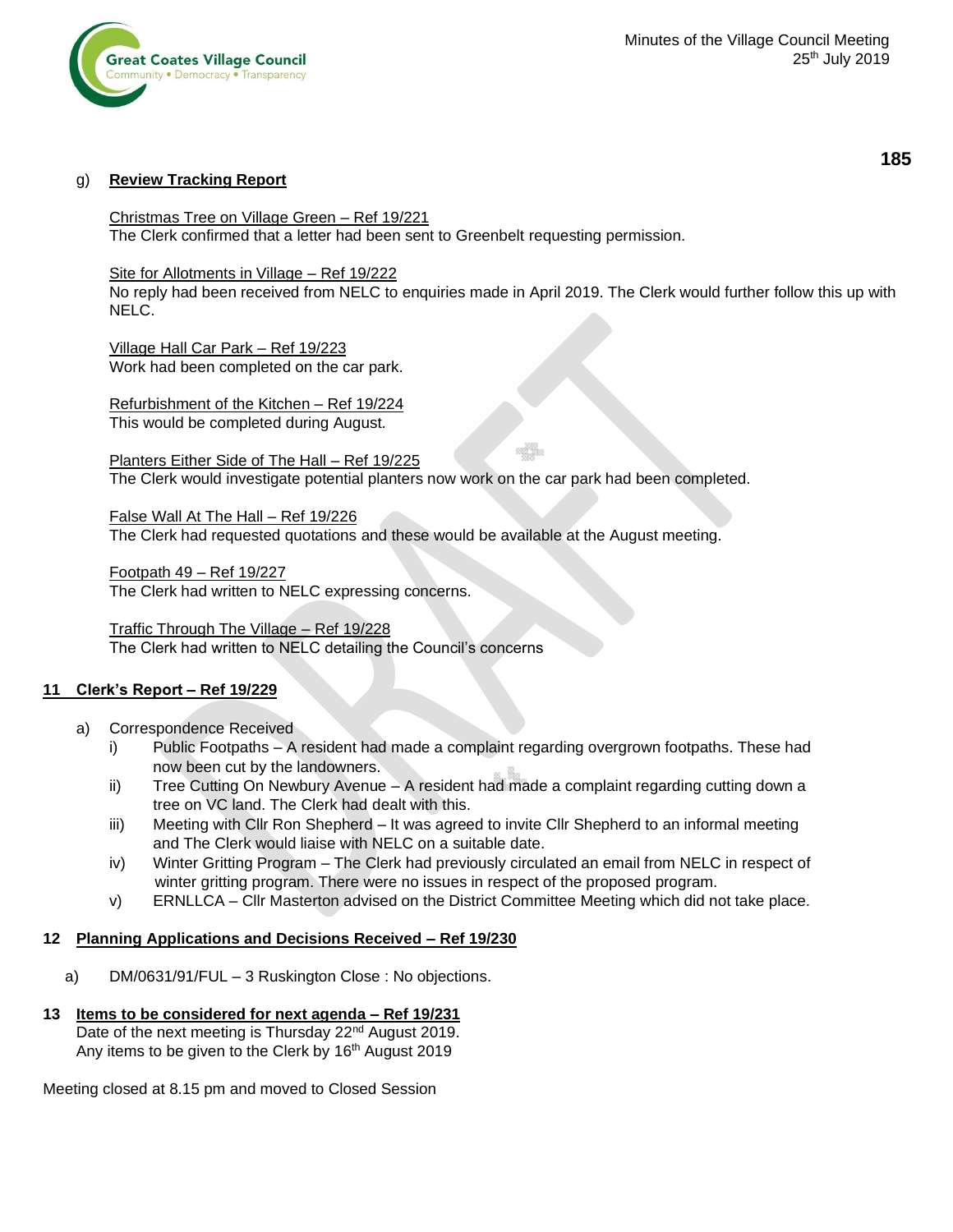g) **Review Tracking Report**

Christmas Tree on Village Green – Ref 19/221
The Clerk confirmed that a letter had been sent to Greenbelt requesting permission.

Site for Allotments in Village – Ref 19/222
No reply had been received from NELC to enquiries made in April 2019. The Clerk would further follow this up with NELC.

Village Hall Car Park – Ref 19/223
Work had been completed on the car park.

Refurbishment of the Kitchen – Ref 19/224
This would be completed during August.

Planters Either Side of The Hall – Ref 19/225
The Clerk would investigate potential planters now work on the car park had been completed.

False Wall At The Hall – Ref 19/226
The Clerk had requested quotations and these would be available at the August meeting.

Footpath 49 – Ref 19/227
The Clerk had written to NELC expressing concerns.

Traffic Through The Village – Ref 19/228
The Clerk had written to NELC detailing the Council's concerns

## 11 Clerk's Report – Ref 19/229

a) Correspondence Received
   i) Public Footpaths – A resident had made a complaint regarding overgrown footpaths. These had now been cut by the landowners.
   ii) Tree Cutting On Newbury Avenue – A resident had made a complaint regarding cutting down a tree on VC land. The Clerk had dealt with this.
   iii) Meeting with Cllr Ron Shepherd – It was agreed to invite Cllr Shepherd to an informal meeting and The Clerk would liaise with NELC on a suitable date.
   iv) Winter Gritting Program – The Clerk had previously circulated an email from NELC in respect of winter gritting program. There were no issues in respect of the proposed program.
   v) ERNLLCA – Cllr Masterton advised on the District Committee Meeting which did not take place.

## 12 Planning Applications and Decisions Received – Ref 19/230

a) DM/0631/91/FUL – 3 Ruskington Close : No objections.

## 13 Items to be considered for next agenda – Ref 19/231

Date of the next meeting is Thursday 22nd August 2019.
Any items to be given to the Clerk by 16th August 2019

Meeting closed at 8.15 pm and moved to Closed Session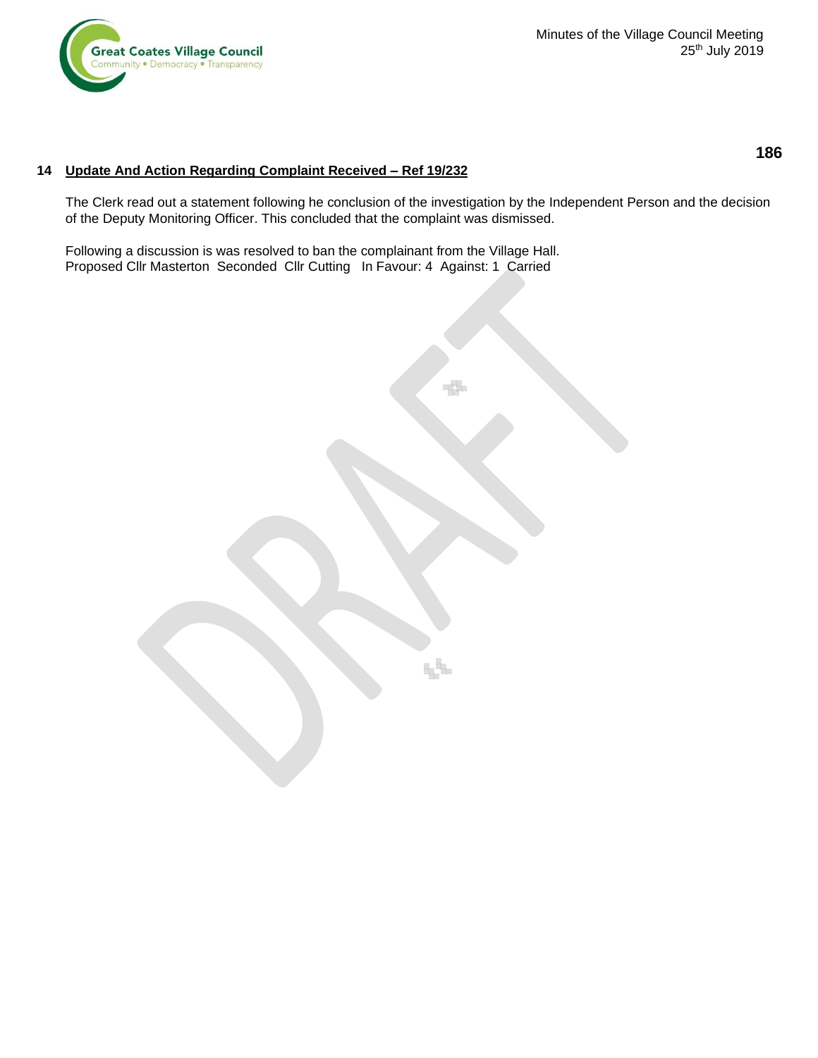## 14 Update And Action Regarding Complaint Received – Ref 19/232

The Clerk read out a statement following he conclusion of the investigation by the Independent Person and the decision of the Deputy Monitoring Officer. This concluded that the complaint was dismissed.

Following a discussion is was resolved to ban the complainant from the Village Hall.
Proposed Cllr Masterton Seconded Cllr Cutting In Favour: 4 Against: 1 Carried